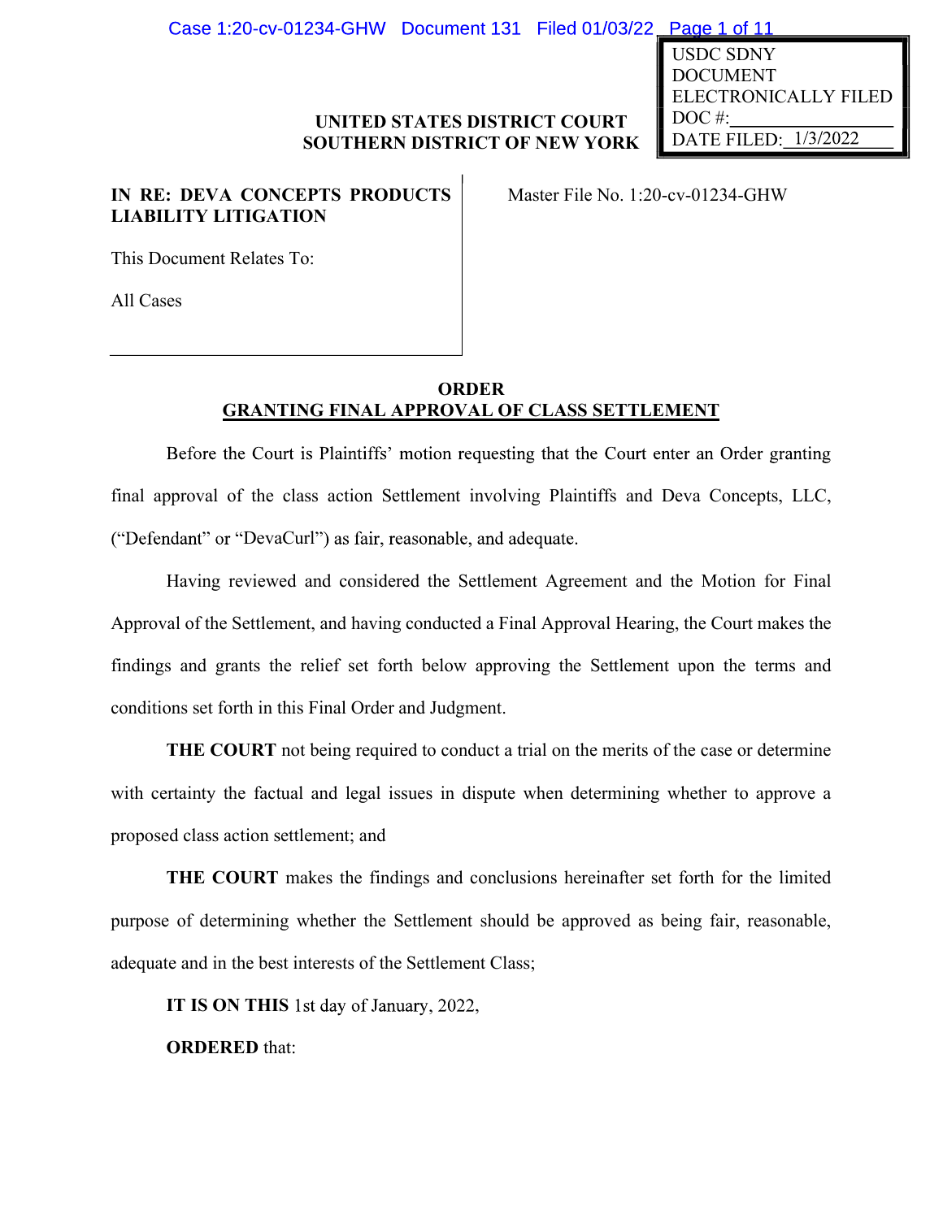USDC SDNY
DOCUMENT
ELECTRONICALLY FILED
DOC #:
DATE FILED: 1/3/2022

**UNITED STATES DISTRICT COURT**
**SOUTHERN DISTRICT OF NEW YORK**

**IN RE: DEVA CONCEPTS PRODUCTS LIABILITY LITIGATION**

This Document Relates To:

All Cases

Master File No. 1:20-cv-01234-GHW

## ORDER
## GRANTING FINAL APPROVAL OF CLASS SETTLEMENT

Before the Court is Plaintiffs' motion requesting that the Court enter an Order granting final approval of the class action Settlement involving Plaintiffs and Deva Concepts, LLC, ("Defendant" or "DevaCurl") as fair, reasonable, and adequate.

Having reviewed and considered the Settlement Agreement and the Motion for Final Approval of the Settlement, and having conducted a Final Approval Hearing, the Court makes the findings and grants the relief set forth below approving the Settlement upon the terms and conditions set forth in this Final Order and Judgment.

**THE COURT** not being required to conduct a trial on the merits of the case or determine with certainty the factual and legal issues in dispute when determining whether to approve a proposed class action settlement; and

**THE COURT** makes the findings and conclusions hereinafter set forth for the limited purpose of determining whether the Settlement should be approved as being fair, reasonable, adequate and in the best interests of the Settlement Class;

**IT IS ON THIS** 1st day of January, 2022,

**ORDERED** that: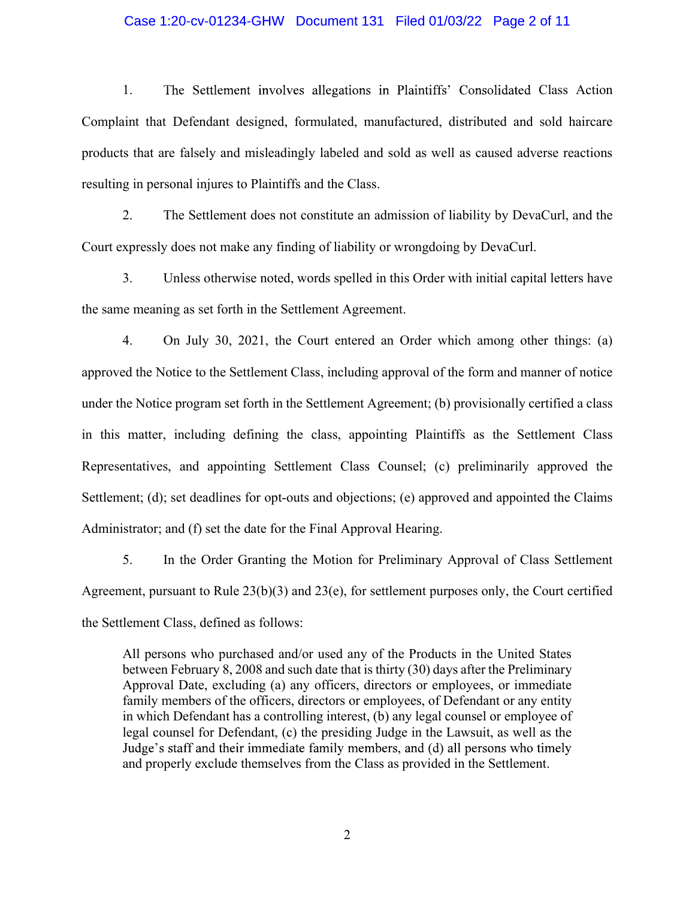1. The Settlement involves allegations in Plaintiffs' Consolidated Class Action Complaint that Defendant designed, formulated, manufactured, distributed and sold haircare products that are falsely and misleadingly labeled and sold as well as caused adverse reactions resulting in personal injures to Plaintiffs and the Class.

2. The Settlement does not constitute an admission of liability by DevaCurl, and the Court expressly does not make any finding of liability or wrongdoing by DevaCurl.

3. Unless otherwise noted, words spelled in this Order with initial capital letters have the same meaning as set forth in the Settlement Agreement.

4. On July 30, 2021, the Court entered an Order which among other things: (a) approved the Notice to the Settlement Class, including approval of the form and manner of notice under the Notice program set forth in the Settlement Agreement; (b) provisionally certified a class in this matter, including defining the class, appointing Plaintiffs as the Settlement Class Representatives, and appointing Settlement Class Counsel; (c) preliminarily approved the Settlement; (d); set deadlines for opt-outs and objections; (e) approved and appointed the Claims Administrator; and (f) set the date for the Final Approval Hearing.

5. In the Order Granting the Motion for Preliminary Approval of Class Settlement Agreement, pursuant to Rule 23(b)(3) and 23(e), for settlement purposes only, the Court certified the Settlement Class, defined as follows:

> All persons who purchased and/or used any of the Products in the United States between February 8, 2008 and such date that is thirty (30) days after the Preliminary Approval Date, excluding (a) any officers, directors or employees, or immediate family members of the officers, directors or employees, of Defendant or any entity in which Defendant has a controlling interest, (b) any legal counsel or employee of legal counsel for Defendant, (c) the presiding Judge in the Lawsuit, as well as the Judge's staff and their immediate family members, and (d) all persons who timely and properly exclude themselves from the Class as provided in the Settlement.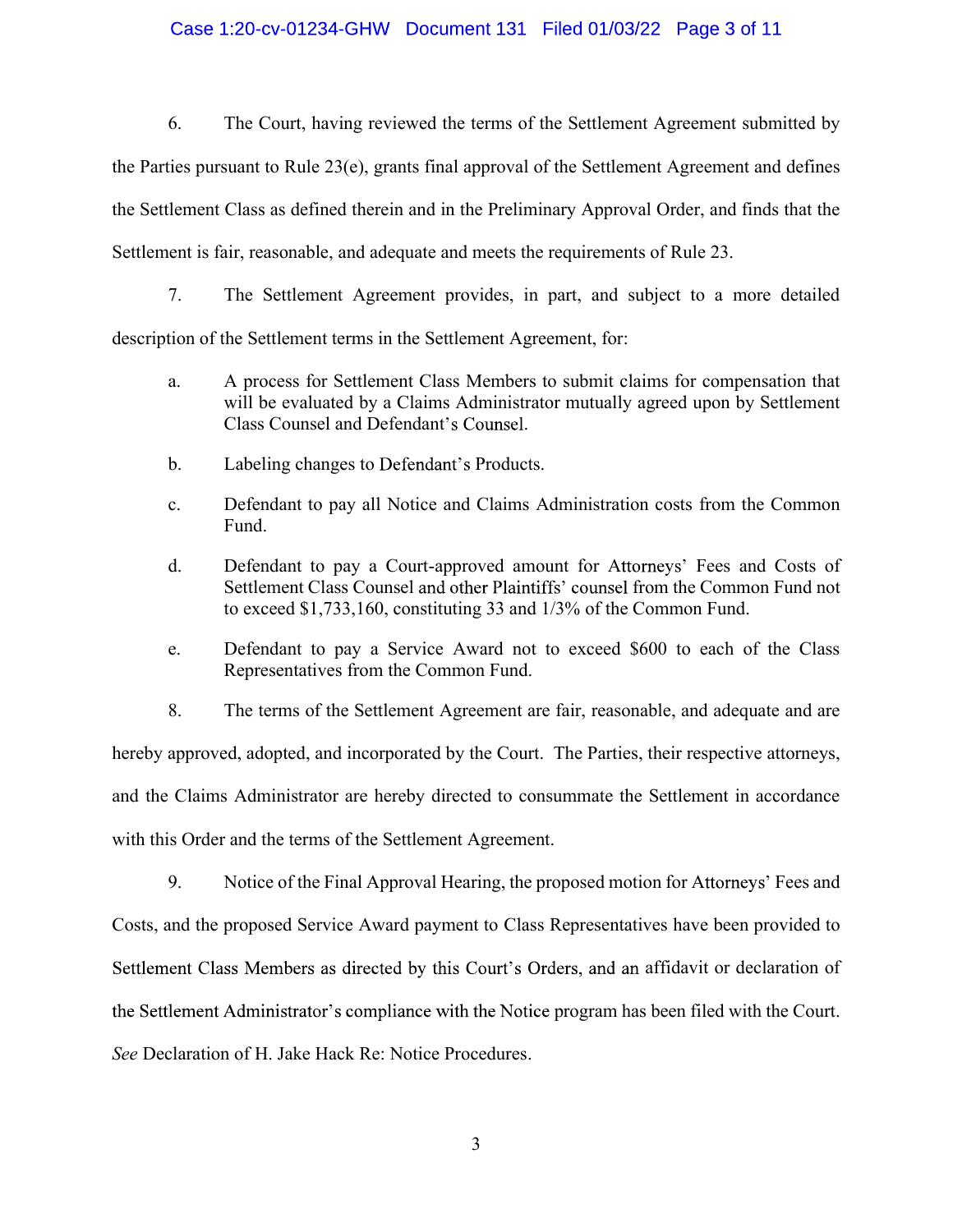6. The Court, having reviewed the terms of the Settlement Agreement submitted by the Parties pursuant to Rule 23(e), grants final approval of the Settlement Agreement and defines the Settlement Class as defined therein and in the Preliminary Approval Order, and finds that the Settlement is fair, reasonable, and adequate and meets the requirements of Rule 23.

7. The Settlement Agreement provides, in part, and subject to a more detailed description of the Settlement terms in the Settlement Agreement, for:

a. A process for Settlement Class Members to submit claims for compensation that will be evaluated by a Claims Administrator mutually agreed upon by Settlement Class Counsel and Defendant's Counsel.

b. Labeling changes to Defendant's Products.

c. Defendant to pay all Notice and Claims Administration costs from the Common Fund.

d. Defendant to pay a Court-approved amount for Attorneys' Fees and Costs of Settlement Class Counsel and other Plaintiffs' counsel from the Common Fund not to exceed $1,733,160, constituting 33 and 1/3% of the Common Fund.

e. Defendant to pay a Service Award not to exceed $600 to each of the Class Representatives from the Common Fund.

8. The terms of the Settlement Agreement are fair, reasonable, and adequate and are hereby approved, adopted, and incorporated by the Court. The Parties, their respective attorneys, and the Claims Administrator are hereby directed to consummate the Settlement in accordance with this Order and the terms of the Settlement Agreement.

9. Notice of the Final Approval Hearing, the proposed motion for Attorneys' Fees and Costs, and the proposed Service Award payment to Class Representatives have been provided to Settlement Class Members as directed by this Court's Orders, and an affidavit or declaration of the Settlement Administrator's compliance with the Notice program has been filed with the Court. *See* Declaration of H. Jake Hack Re: Notice Procedures.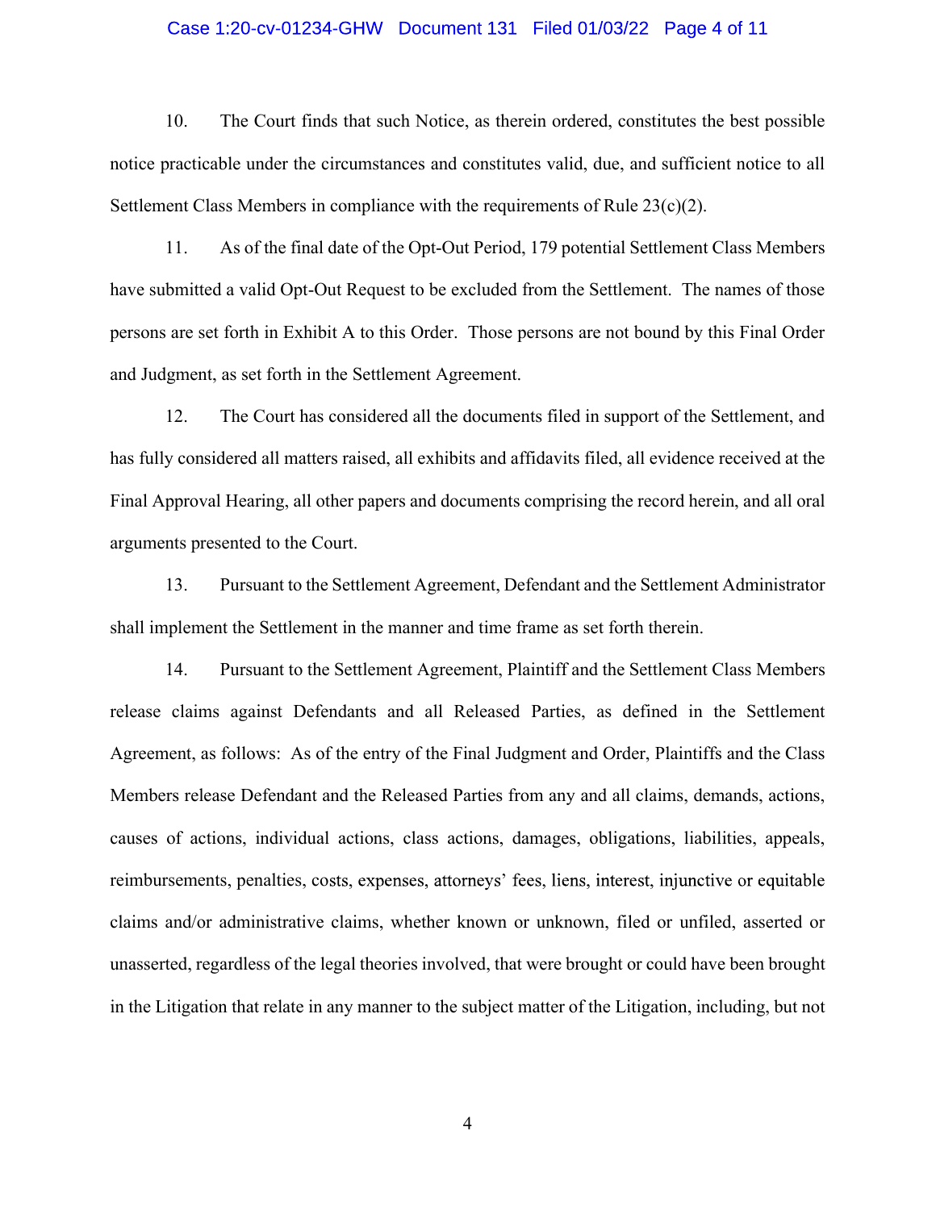10. The Court finds that such Notice, as therein ordered, constitutes the best possible notice practicable under the circumstances and constitutes valid, due, and sufficient notice to all Settlement Class Members in compliance with the requirements of Rule 23(c)(2).

11. As of the final date of the Opt-Out Period, 179 potential Settlement Class Members have submitted a valid Opt-Out Request to be excluded from the Settlement. The names of those persons are set forth in Exhibit A to this Order. Those persons are not bound by this Final Order and Judgment, as set forth in the Settlement Agreement.

12. The Court has considered all the documents filed in support of the Settlement, and has fully considered all matters raised, all exhibits and affidavits filed, all evidence received at the Final Approval Hearing, all other papers and documents comprising the record herein, and all oral arguments presented to the Court.

13. Pursuant to the Settlement Agreement, Defendant and the Settlement Administrator shall implement the Settlement in the manner and time frame as set forth therein.

14. Pursuant to the Settlement Agreement, Plaintiff and the Settlement Class Members release claims against Defendants and all Released Parties, as defined in the Settlement Agreement, as follows: As of the entry of the Final Judgment and Order, Plaintiffs and the Class Members release Defendant and the Released Parties from any and all claims, demands, actions, causes of actions, individual actions, class actions, damages, obligations, liabilities, appeals, reimbursements, penalties, costs, expenses, attorneys' fees, liens, interest, injunctive or equitable claims and/or administrative claims, whether known or unknown, filed or unfiled, asserted or unasserted, regardless of the legal theories involved, that were brought or could have been brought in the Litigation that relate in any manner to the subject matter of the Litigation, including, but not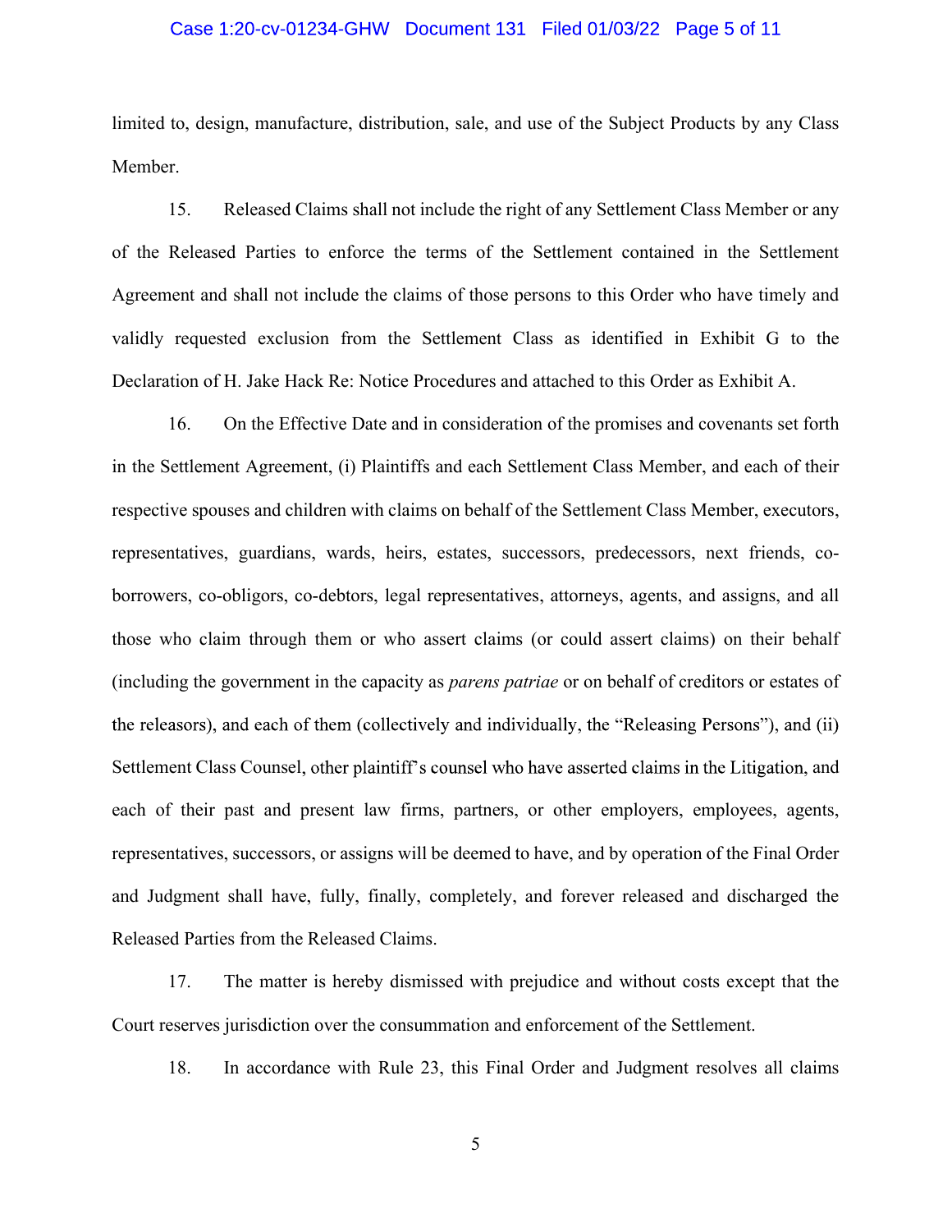limited to, design, manufacture, distribution, sale, and use of the Subject Products by any Class Member.

15. Released Claims shall not include the right of any Settlement Class Member or any of the Released Parties to enforce the terms of the Settlement contained in the Settlement Agreement and shall not include the claims of those persons to this Order who have timely and validly requested exclusion from the Settlement Class as identified in Exhibit G to the Declaration of H. Jake Hack Re: Notice Procedures and attached to this Order as Exhibit A.

16. On the Effective Date and in consideration of the promises and covenants set forth in the Settlement Agreement, (i) Plaintiffs and each Settlement Class Member, and each of their respective spouses and children with claims on behalf of the Settlement Class Member, executors, representatives, guardians, wards, heirs, estates, successors, predecessors, next friends, co-borrowers, co-obligors, co-debtors, legal representatives, attorneys, agents, and assigns, and all those who claim through them or who assert claims (or could assert claims) on their behalf (including the government in the capacity as *parens patriae* or on behalf of creditors or estates of the releasors), and each of them (collectively and individually, the "Releasing Persons"), and (ii) Settlement Class Counsel, other plaintiff's counsel who have asserted claims in the Litigation, and each of their past and present law firms, partners, or other employers, employees, agents, representatives, successors, or assigns will be deemed to have, and by operation of the Final Order and Judgment shall have, fully, finally, completely, and forever released and discharged the Released Parties from the Released Claims.

17. The matter is hereby dismissed with prejudice and without costs except that the Court reserves jurisdiction over the consummation and enforcement of the Settlement.

18. In accordance with Rule 23, this Final Order and Judgment resolves all claims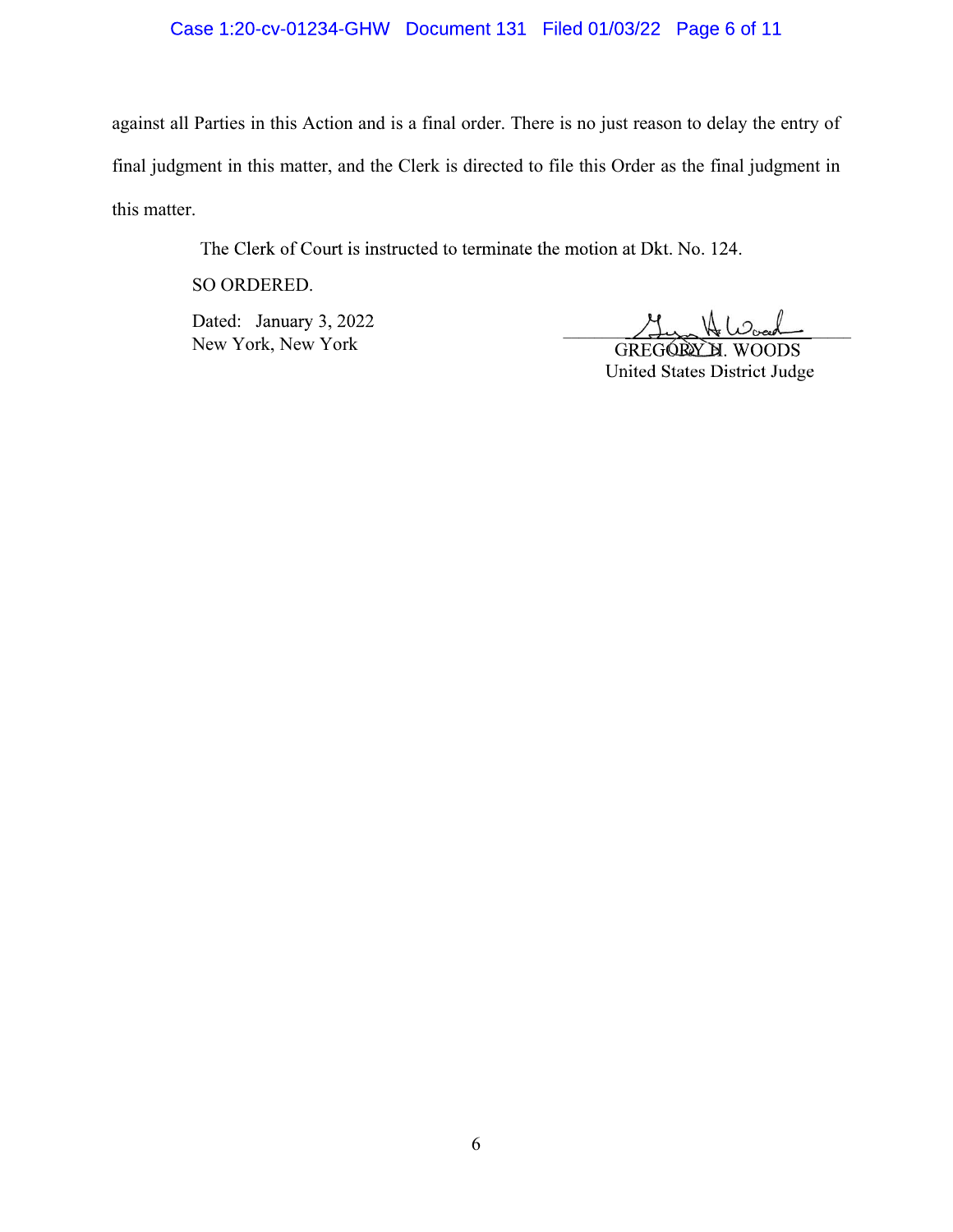against all Parties in this Action and is a final order. There is no just reason to delay the entry of final judgment in this matter, and the Clerk is directed to file this Order as the final judgment in this matter.

The Clerk of Court is instructed to terminate the motion at Dkt. No. 124.

SO ORDERED.

Dated: January 3, 2022
New York, New York

GREGORY H. WOODS
United States District Judge